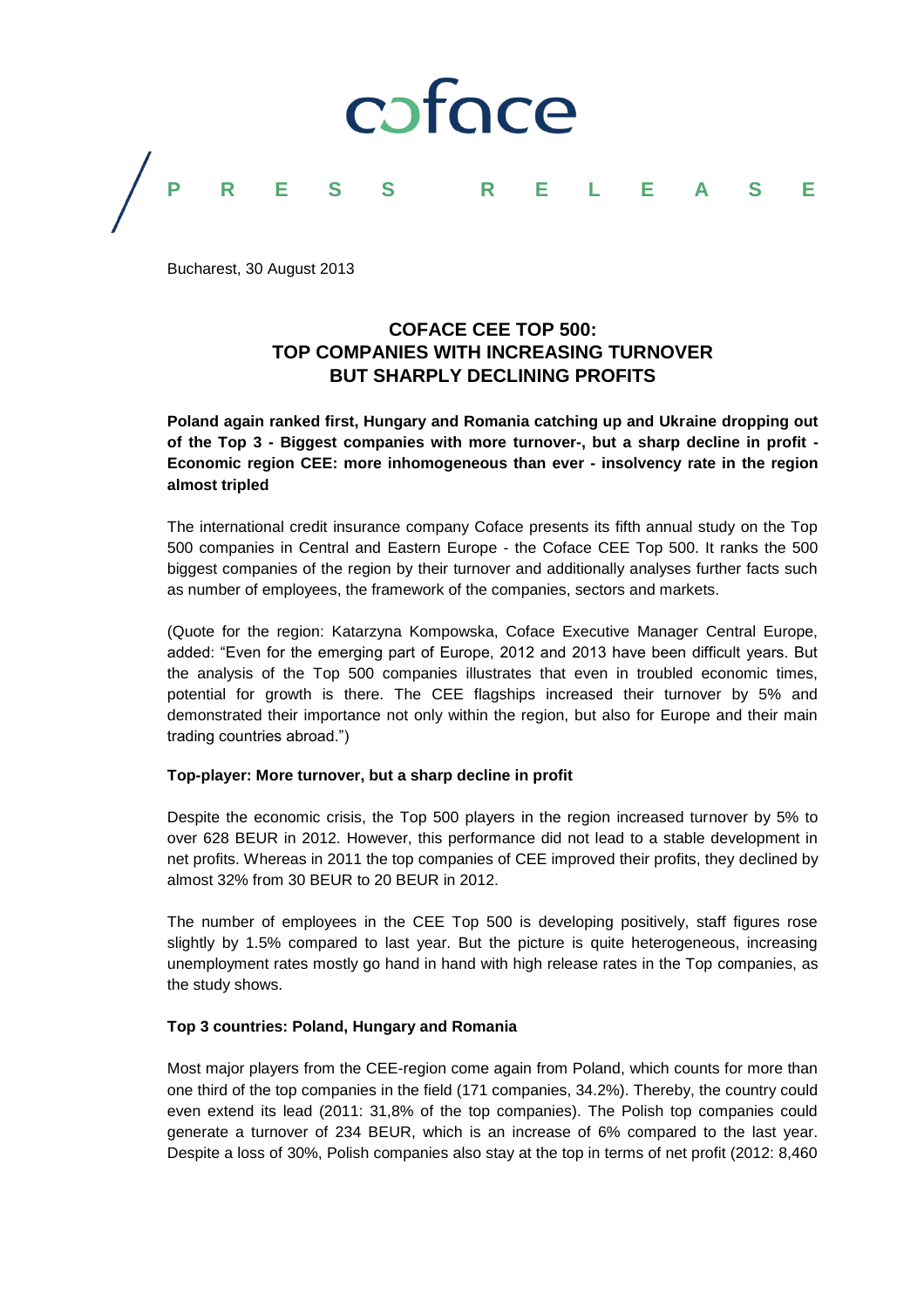coface

PRESS RELEASE

Bucharest, 30 August 2013

# COFACE CEE TOP 500: TOP COMPANIES WITH INCREASING TURNOVER BUT SHARPLY DECLINING PROFITS

**Poland again ranked first, Hungary and Romania catching up and Ukraine dropping out of the Top 3 - Biggest companies with more turnover-, but a sharp decline in profit - Economic region CEE: more inhomogeneous than ever - insolvency rate in the region almost tripled**

The international credit insurance company Coface presents its fifth annual study on the Top 500 companies in Central and Eastern Europe - the Coface CEE Top 500. It ranks the 500 biggest companies of the region by their turnover and additionally analyses further facts such as number of employees, the framework of the companies, sectors and markets.

(Quote for the region: Katarzyna Kompowska, Coface Executive Manager Central Europe, added: "Even for the emerging part of Europe, 2012 and 2013 have been difficult years. But the analysis of the Top 500 companies illustrates that even in troubled economic times, potential for growth is there. The CEE flagships increased their turnover by 5% and demonstrated their importance not only within the region, but also for Europe and their main trading countries abroad.")

**Top-player: More turnover, but a sharp decline in profit**

Despite the economic crisis, the Top 500 players in the region increased turnover by 5% to over 628 BEUR in 2012. However, this performance did not lead to a stable development in net profits. Whereas in 2011 the top companies of CEE improved their profits, they declined by almost 32% from 30 BEUR to 20 BEUR in 2012.

The number of employees in the CEE Top 500 is developing positively, staff figures rose slightly by 1.5% compared to last year. But the picture is quite heterogeneous, increasing unemployment rates mostly go hand in hand with high release rates in the Top companies, as the study shows.

**Top 3 countries: Poland, Hungary and Romania**

Most major players from the CEE-region come again from Poland, which counts for more than one third of the top companies in the field (171 companies, 34.2%). Thereby, the country could even extend its lead (2011: 31,8% of the top companies). The Polish top companies could generate a turnover of 234 BEUR, which is an increase of 6% compared to the last year. Despite a loss of 30%, Polish companies also stay at the top in terms of net profit (2012: 8,460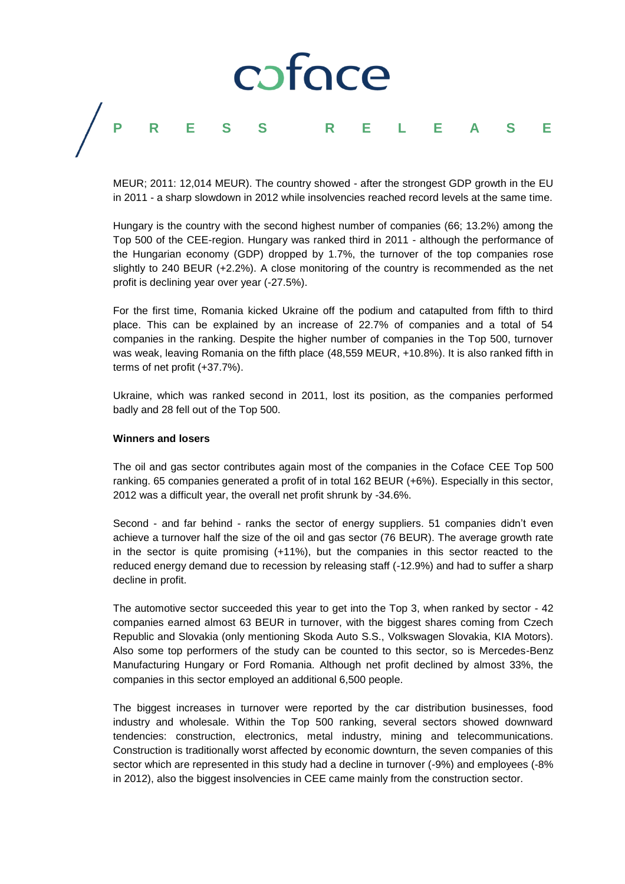MEUR; 2011: 12,014 MEUR). The country showed - after the strongest GDP growth in the EU in 2011 - a sharp slowdown in 2012 while insolvencies reached record levels at the same time.

Hungary is the country with the second highest number of companies (66; 13.2%) among the Top 500 of the CEE-region. Hungary was ranked third in 2011 - although the performance of the Hungarian economy (GDP) dropped by 1.7%, the turnover of the top companies rose slightly to 240 BEUR (+2.2%). A close monitoring of the country is recommended as the net profit is declining year over year (-27.5%).

For the first time, Romania kicked Ukraine off the podium and catapulted from fifth to third place. This can be explained by an increase of 22.7% of companies and a total of 54 companies in the ranking. Despite the higher number of companies in the Top 500, turnover was weak, leaving Romania on the fifth place (48,559 MEUR, +10.8%). It is also ranked fifth in terms of net profit (+37.7%).

Ukraine, which was ranked second in 2011, lost its position, as the companies performed badly and 28 fell out of the Top 500.

**Winners and losers**

The oil and gas sector contributes again most of the companies in the Coface CEE Top 500 ranking. 65 companies generated a profit of in total 162 BEUR (+6%). Especially in this sector, 2012 was a difficult year, the overall net profit shrunk by -34.6%.

Second - and far behind - ranks the sector of energy suppliers. 51 companies didn't even achieve a turnover half the size of the oil and gas sector (76 BEUR). The average growth rate in the sector is quite promising (+11%), but the companies in this sector reacted to the reduced energy demand due to recession by releasing staff (-12.9%) and had to suffer a sharp decline in profit.

The automotive sector succeeded this year to get into the Top 3, when ranked by sector - 42 companies earned almost 63 BEUR in turnover, with the biggest shares coming from Czech Republic and Slovakia (only mentioning Skoda Auto S.S., Volkswagen Slovakia, KIA Motors). Also some top performers of the study can be counted to this sector, so is Mercedes-Benz Manufacturing Hungary or Ford Romania. Although net profit declined by almost 33%, the companies in this sector employed an additional 6,500 people.

The biggest increases in turnover were reported by the car distribution businesses, food industry and wholesale. Within the Top 500 ranking, several sectors showed downward tendencies: construction, electronics, metal industry, mining and telecommunications. Construction is traditionally worst affected by economic downturn, the seven companies of this sector which are represented in this study had a decline in turnover (-9%) and employees (-8% in 2012), also the biggest insolvencies in CEE came mainly from the construction sector.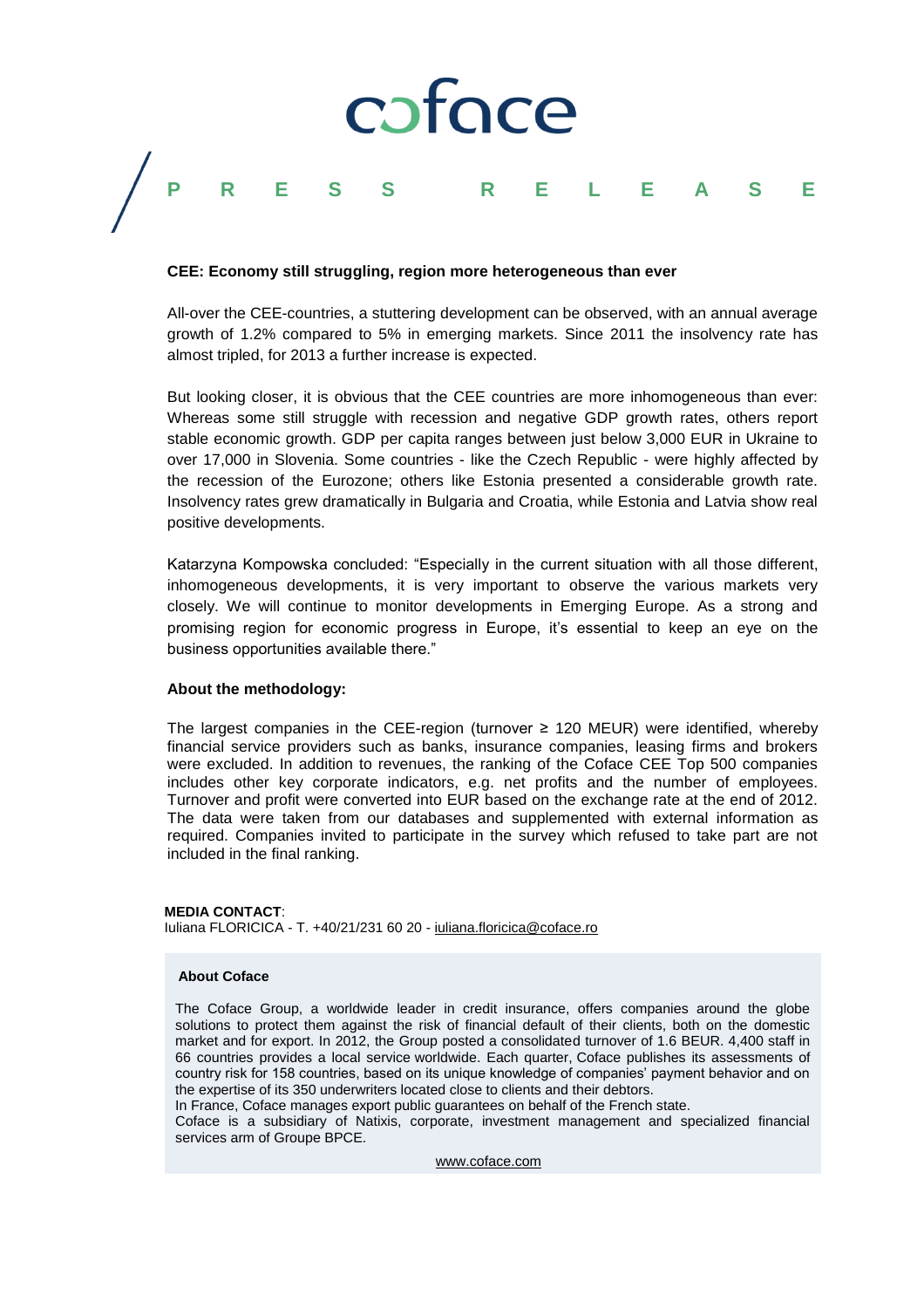coface

PRESS RELEASE

**CEE: Economy still struggling, region more heterogeneous than ever**

All-over the CEE-countries, a stuttering development can be observed, with an annual average growth of 1.2% compared to 5% in emerging markets. Since 2011 the insolvency rate has almost tripled, for 2013 a further increase is expected.

But looking closer, it is obvious that the CEE countries are more inhomogeneous than ever: Whereas some still struggle with recession and negative GDP growth rates, others report stable economic growth. GDP per capita ranges between just below 3,000 EUR in Ukraine to over 17,000 in Slovenia. Some countries - like the Czech Republic - were highly affected by the recession of the Eurozone; others like Estonia presented a considerable growth rate. Insolvency rates grew dramatically in Bulgaria and Croatia, while Estonia and Latvia show real positive developments.

Katarzyna Kompowska concluded: "Especially in the current situation with all those different, inhomogeneous developments, it is very important to observe the various markets very closely. We will continue to monitor developments in Emerging Europe. As a strong and promising region for economic progress in Europe, it's essential to keep an eye on the business opportunities available there."

**About the methodology:**

The largest companies in the CEE-region (turnover ≥ 120 MEUR) were identified, whereby financial service providers such as banks, insurance companies, leasing firms and brokers were excluded. In addition to revenues, the ranking of the Coface CEE Top 500 companies includes other key corporate indicators, e.g. net profits and the number of employees. Turnover and profit were converted into EUR based on the exchange rate at the end of 2012. The data were taken from our databases and supplemented with external information as required. Companies invited to participate in the survey which refused to take part are not included in the final ranking.

**MEDIA CONTACT**:
Iuliana FLORICICA - T. +40/21/231 60 20 - iuliana.floricica@coface.ro

**About Coface**

The Coface Group, a worldwide leader in credit insurance, offers companies around the globe solutions to protect them against the risk of financial default of their clients, both on the domestic market and for export. In 2012, the Group posted a consolidated turnover of 1.6 BEUR. 4,400 staff in 66 countries provides a local service worldwide. Each quarter, Coface publishes its assessments of country risk for 158 countries, based on its unique knowledge of companies' payment behavior and on the expertise of its 350 underwriters located close to clients and their debtors.
In France, Coface manages export public guarantees on behalf of the French state.
Coface is a subsidiary of Natixis, corporate, investment management and specialized financial services arm of Groupe BPCE.

www.coface.com